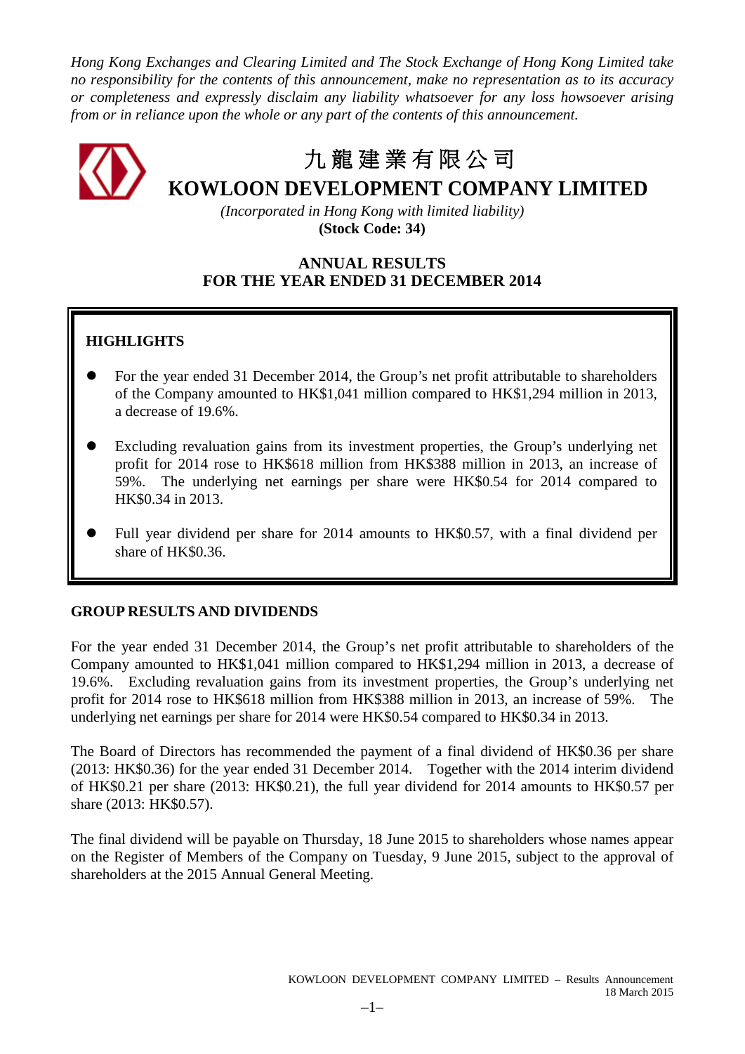*Hong Kong Exchanges and Clearing Limited and The Stock Exchange of Hong Kong Limited take no responsibility for the contents of this announcement, make no representation as to its accuracy or completeness and expressly disclaim any liability whatsoever for any loss howsoever arising from or in reliance upon the whole or any part of the contents of this announcement.*

# 九龍建業有限公司

# KOWLOON DEVELOPMENT COMPANY LIMITED

*(Incorporated in Hong Kong with limited liability)*

**(Stock Code: 34)**

## ANNUAL RESULTS
## FOR THE YEAR ENDED 31 DECEMBER 2014

**HIGHLIGHTS**

- For the year ended 31 December 2014, the Group's net profit attributable to shareholders of the Company amounted to HK$1,041 million compared to HK$1,294 million in 2013, a decrease of 19.6%.
- Excluding revaluation gains from its investment properties, the Group's underlying net profit for 2014 rose to HK$618 million from HK$388 million in 2013, an increase of 59%. The underlying net earnings per share were HK$0.54 for 2014 compared to HK$0.34 in 2013.
- Full year dividend per share for 2014 amounts to HK$0.57, with a final dividend per share of HK$0.36.

**GROUP RESULTS AND DIVIDENDS**

For the year ended 31 December 2014, the Group's net profit attributable to shareholders of the Company amounted to HK$1,041 million compared to HK$1,294 million in 2013, a decrease of 19.6%. Excluding revaluation gains from its investment properties, the Group's underlying net profit for 2014 rose to HK$618 million from HK$388 million in 2013, an increase of 59%. The underlying net earnings per share for 2014 were HK$0.54 compared to HK$0.34 in 2013.

The Board of Directors has recommended the payment of a final dividend of HK$0.36 per share (2013: HK$0.36) for the year ended 31 December 2014. Together with the 2014 interim dividend of HK$0.21 per share (2013: HK$0.21), the full year dividend for 2014 amounts to HK$0.57 per share (2013: HK$0.57).

The final dividend will be payable on Thursday, 18 June 2015 to shareholders whose names appear on the Register of Members of the Company on Tuesday, 9 June 2015, subject to the approval of shareholders at the 2015 Annual General Meeting.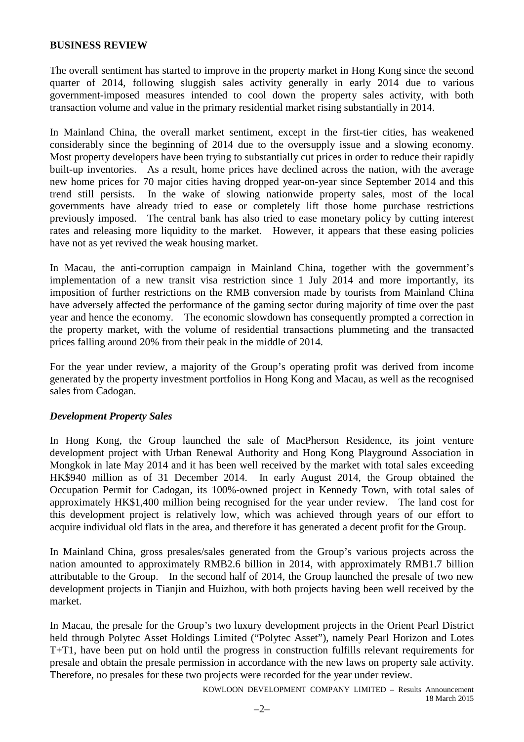## BUSINESS REVIEW

The overall sentiment has started to improve in the property market in Hong Kong since the second quarter of 2014, following sluggish sales activity generally in early 2014 due to various government-imposed measures intended to cool down the property sales activity, with both transaction volume and value in the primary residential market rising substantially in 2014.

In Mainland China, the overall market sentiment, except in the first-tier cities, has weakened considerably since the beginning of 2014 due to the oversupply issue and a slowing economy. Most property developers have been trying to substantially cut prices in order to reduce their rapidly built-up inventories. As a result, home prices have declined across the nation, with the average new home prices for 70 major cities having dropped year-on-year since September 2014 and this trend still persists. In the wake of slowing nationwide property sales, most of the local governments have already tried to ease or completely lift those home purchase restrictions previously imposed. The central bank has also tried to ease monetary policy by cutting interest rates and releasing more liquidity to the market. However, it appears that these easing policies have not as yet revived the weak housing market.

In Macau, the anti-corruption campaign in Mainland China, together with the government's implementation of a new transit visa restriction since 1 July 2014 and more importantly, its imposition of further restrictions on the RMB conversion made by tourists from Mainland China have adversely affected the performance of the gaming sector during majority of time over the past year and hence the economy. The economic slowdown has consequently prompted a correction in the property market, with the volume of residential transactions plummeting and the transacted prices falling around 20% from their peak in the middle of 2014.

For the year under review, a majority of the Group's operating profit was derived from income generated by the property investment portfolios in Hong Kong and Macau, as well as the recognised sales from Cadogan.

### *Development Property Sales*

In Hong Kong, the Group launched the sale of MacPherson Residence, its joint venture development project with Urban Renewal Authority and Hong Kong Playground Association in Mongkok in late May 2014 and it has been well received by the market with total sales exceeding HK$940 million as of 31 December 2014. In early August 2014, the Group obtained the Occupation Permit for Cadogan, its 100%-owned project in Kennedy Town, with total sales of approximately HK$1,400 million being recognised for the year under review. The land cost for this development project is relatively low, which was achieved through years of our effort to acquire individual old flats in the area, and therefore it has generated a decent profit for the Group.

In Mainland China, gross presales/sales generated from the Group's various projects across the nation amounted to approximately RMB2.6 billion in 2014, with approximately RMB1.7 billion attributable to the Group. In the second half of 2014, the Group launched the presale of two new development projects in Tianjin and Huizhou, with both projects having been well received by the market.

In Macau, the presale for the Group's two luxury development projects in the Orient Pearl District held through Polytec Asset Holdings Limited ("Polytec Asset"), namely Pearl Horizon and Lotes T+T1, have been put on hold until the progress in construction fulfills relevant requirements for presale and obtain the presale permission in accordance with the new laws on property sale activity. Therefore, no presales for these two projects were recorded for the year under review.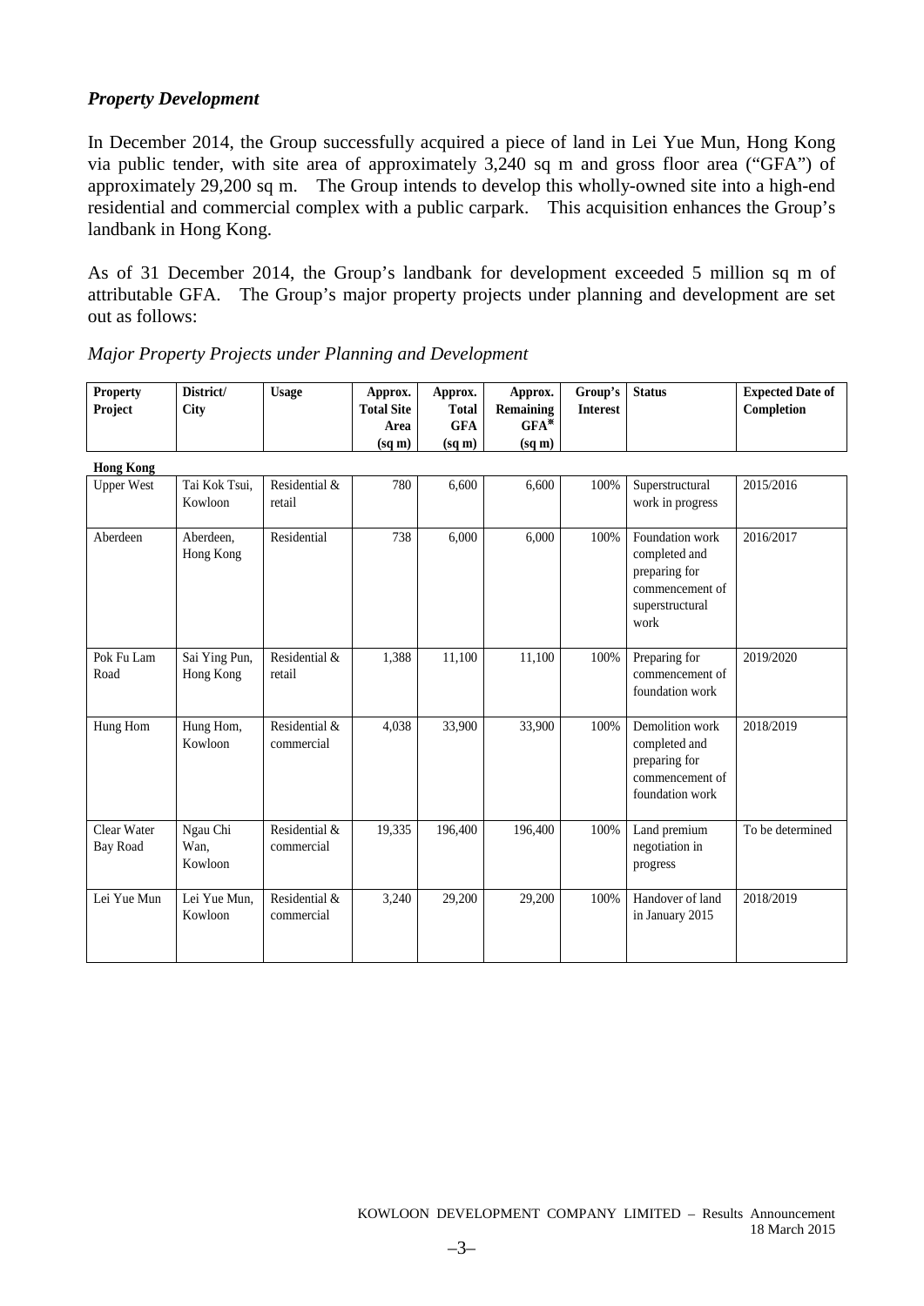### *Property Development*

In December 2014, the Group successfully acquired a piece of land in Lei Yue Mun, Hong Kong via public tender, with site area of approximately 3,240 sq m and gross floor area ("GFA") of approximately 29,200 sq m. The Group intends to develop this wholly-owned site into a high-end residential and commercial complex with a public carpark. This acquisition enhances the Group's landbank in Hong Kong.

As of 31 December 2014, the Group's landbank for development exceeded 5 million sq m of attributable GFA. The Group's major property projects under planning and development are set out as follows:

*Major Property Projects under Planning and Development*

| Property Project | District/ City | Usage | Approx. Total Site Area (sq m) | Approx. Total GFA (sq m) | Approx. Remaining GFA# (sq m) | Group's Interest | Status | Expected Date of Completion |
|---|---|---|---|---|---|---|---|---|
| **Hong Kong** | | | | | | | | |
| Upper West | Tai Kok Tsui, Kowloon | Residential & retail | 780 | 6,600 | 6,600 | 100% | Superstructural work in progress | 2015/2016 |
| Aberdeen | Aberdeen, Hong Kong | Residential | 738 | 6,000 | 6,000 | 100% | Foundation work completed and preparing for commencement of superstructural work | 2016/2017 |
| Pok Fu Lam Road | Sai Ying Pun, Hong Kong | Residential & retail | 1,388 | 11,100 | 11,100 | 100% | Preparing for commencement of foundation work | 2019/2020 |
| Hung Hom | Hung Hom, Kowloon | Residential & commercial | 4,038 | 33,900 | 33,900 | 100% | Demolition work completed and preparing for commencement of foundation work | 2018/2019 |
| Clear Water Bay Road | Ngau Chi Wan, Kowloon | Residential & commercial | 19,335 | 196,400 | 196,400 | 100% | Land premium negotiation in progress | To be determined |
| Lei Yue Mun | Lei Yue Mun, Kowloon | Residential & commercial | 3,240 | 29,200 | 29,200 | 100% | Handover of land in January 2015 | 2018/2019 |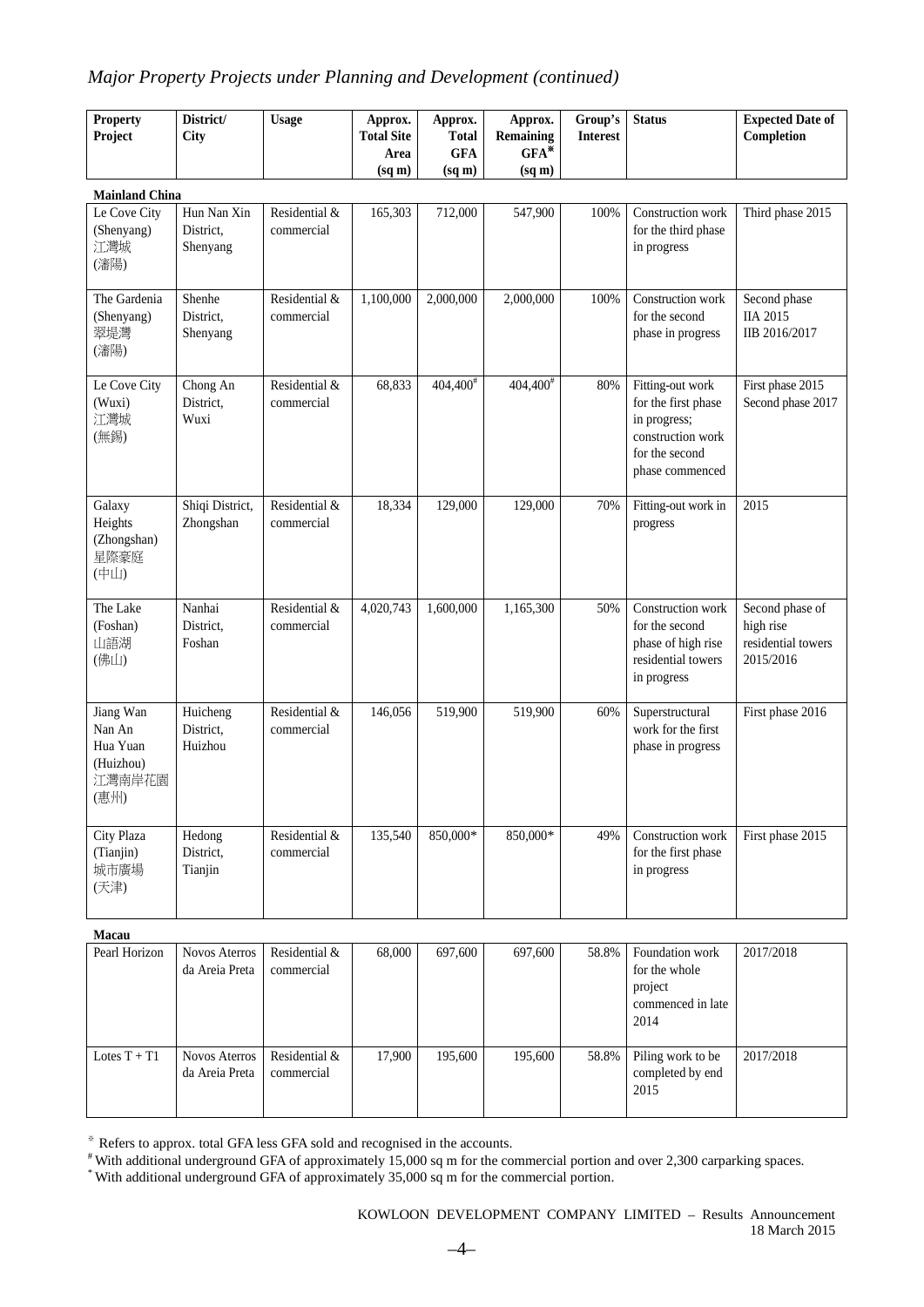## *Major Property Projects under Planning and Development (continued)*

| Property Project | District/ City | Usage | Approx. Total Site Area (sq m) | Approx. Total GFA (sq m) | Approx. Remaining GFA※ (sq m) | Group's Interest | Status | Expected Date of Completion |
|---|---|---|---|---|---|---|---|---|
| **Mainland China** | | | | | | | | |
| Le Cove City (Shenyang) 江灣城 (瀋陽) | Hun Nan Xin District, Shenyang | Residential & commercial | 165,303 | 712,000 | 547,900 | 100% | Construction work for the third phase in progress | Third phase 2015 |
| The Gardenia (Shenyang) 翠堤灣 (瀋陽) | Shenhe District, Shenyang | Residential & commercial | 1,100,000 | 2,000,000 | 2,000,000 | 100% | Construction work for the second phase in progress | Second phase IIA 2015 IIB 2016/2017 |
| Le Cove City (Wuxi) 江灣城 (無錫) | Chong An District, Wuxi | Residential & commercial | 68,833 | 404,400# | 404,400# | 80% | Fitting-out work for the first phase in progress; construction work for the second phase commenced | First phase 2015 Second phase 2017 |
| Galaxy Heights (Zhongshan) 星際豪庭 (中山) | Shiqi District, Zhongshan | Residential & commercial | 18,334 | 129,000 | 129,000 | 70% | Fitting-out work in progress | 2015 |
| The Lake (Foshan) 山語湖 (佛山) | Nanhai District, Foshan | Residential & commercial | 4,020,743 | 1,600,000 | 1,165,300 | 50% | Construction work for the second phase of high rise residential towers in progress | Second phase of high rise residential towers 2015/2016 |
| Jiang Wan Nan An Hua Yuan (Huizhou) 江灣南岸花園 (惠州) | Huicheng District, Huizhou | Residential & commercial | 146,056 | 519,900 | 519,900 | 60% | Superstructural work for the first phase in progress | First phase 2016 |
| City Plaza (Tianjin) 城市廣場 (天津) | Hedong District, Tianjin | Residential & commercial | 135,540 | 850,000* | 850,000* | 49% | Construction work for the first phase in progress | First phase 2015 |
| **Macau** | | | | | | | | |
| Pearl Horizon | Novos Aterros da Areia Preta | Residential & commercial | 68,000 | 697,600 | 697,600 | 58.8% | Foundation work for the whole project commenced in late 2014 | 2017/2018 |
| Lotes T + T1 | Novos Aterros da Areia Preta | Residential & commercial | 17,900 | 195,600 | 195,600 | 58.8% | Piling work to be completed by end 2015 | 2017/2018 |

※ Refers to approx. total GFA less GFA sold and recognised in the accounts.

\# With additional underground GFA of approximately 15,000 sq m for the commercial portion and over 2,300 carparking spaces.

\* With additional underground GFA of approximately 35,000 sq m for the commercial portion.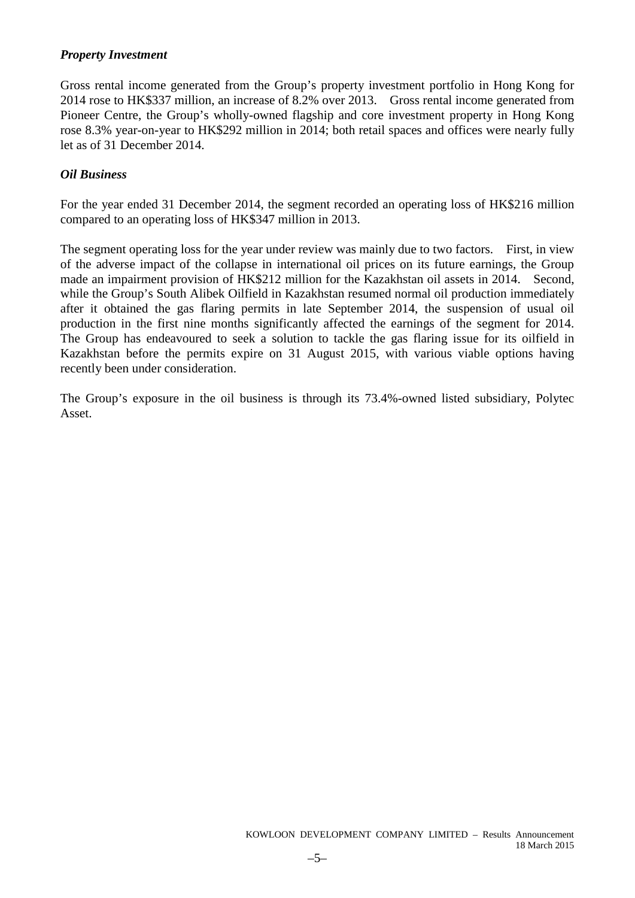### *Property Investment*

Gross rental income generated from the Group's property investment portfolio in Hong Kong for 2014 rose to HK$337 million, an increase of 8.2% over 2013. Gross rental income generated from Pioneer Centre, the Group's wholly-owned flagship and core investment property in Hong Kong rose 8.3% year-on-year to HK$292 million in 2014; both retail spaces and offices were nearly fully let as of 31 December 2014.

### *Oil Business*

For the year ended 31 December 2014, the segment recorded an operating loss of HK$216 million compared to an operating loss of HK$347 million in 2013.

The segment operating loss for the year under review was mainly due to two factors. First, in view of the adverse impact of the collapse in international oil prices on its future earnings, the Group made an impairment provision of HK$212 million for the Kazakhstan oil assets in 2014. Second, while the Group's South Alibek Oilfield in Kazakhstan resumed normal oil production immediately after it obtained the gas flaring permits in late September 2014, the suspension of usual oil production in the first nine months significantly affected the earnings of the segment for 2014. The Group has endeavoured to seek a solution to tackle the gas flaring issue for its oilfield in Kazakhstan before the permits expire on 31 August 2015, with various viable options having recently been under consideration.

The Group's exposure in the oil business is through its 73.4%-owned listed subsidiary, Polytec Asset.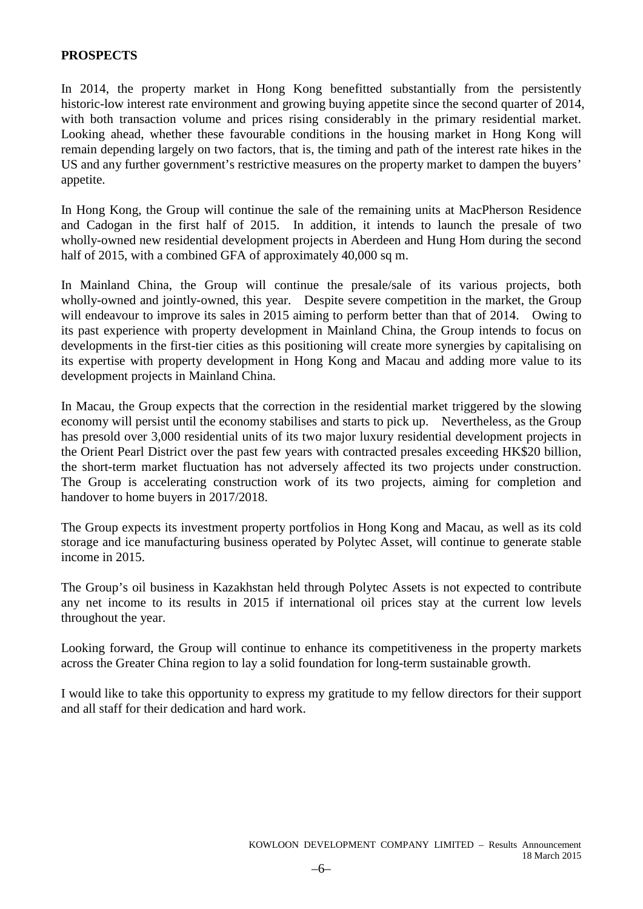**PROSPECTS**

In 2014, the property market in Hong Kong benefitted substantially from the persistently historic-low interest rate environment and growing buying appetite since the second quarter of 2014, with both transaction volume and prices rising considerably in the primary residential market. Looking ahead, whether these favourable conditions in the housing market in Hong Kong will remain depending largely on two factors, that is, the timing and path of the interest rate hikes in the US and any further government's restrictive measures on the property market to dampen the buyers' appetite.

In Hong Kong, the Group will continue the sale of the remaining units at MacPherson Residence and Cadogan in the first half of 2015. In addition, it intends to launch the presale of two wholly-owned new residential development projects in Aberdeen and Hung Hom during the second half of 2015, with a combined GFA of approximately 40,000 sq m.

In Mainland China, the Group will continue the presale/sale of its various projects, both wholly-owned and jointly-owned, this year. Despite severe competition in the market, the Group will endeavour to improve its sales in 2015 aiming to perform better than that of 2014. Owing to its past experience with property development in Mainland China, the Group intends to focus on developments in the first-tier cities as this positioning will create more synergies by capitalising on its expertise with property development in Hong Kong and Macau and adding more value to its development projects in Mainland China.

In Macau, the Group expects that the correction in the residential market triggered by the slowing economy will persist until the economy stabilises and starts to pick up. Nevertheless, as the Group has presold over 3,000 residential units of its two major luxury residential development projects in the Orient Pearl District over the past few years with contracted presales exceeding HK$20 billion, the short-term market fluctuation has not adversely affected its two projects under construction. The Group is accelerating construction work of its two projects, aiming for completion and handover to home buyers in 2017/2018.

The Group expects its investment property portfolios in Hong Kong and Macau, as well as its cold storage and ice manufacturing business operated by Polytec Asset, will continue to generate stable income in 2015.

The Group's oil business in Kazakhstan held through Polytec Assets is not expected to contribute any net income to its results in 2015 if international oil prices stay at the current low levels throughout the year.

Looking forward, the Group will continue to enhance its competitiveness in the property markets across the Greater China region to lay a solid foundation for long-term sustainable growth.

I would like to take this opportunity to express my gratitude to my fellow directors for their support and all staff for their dedication and hard work.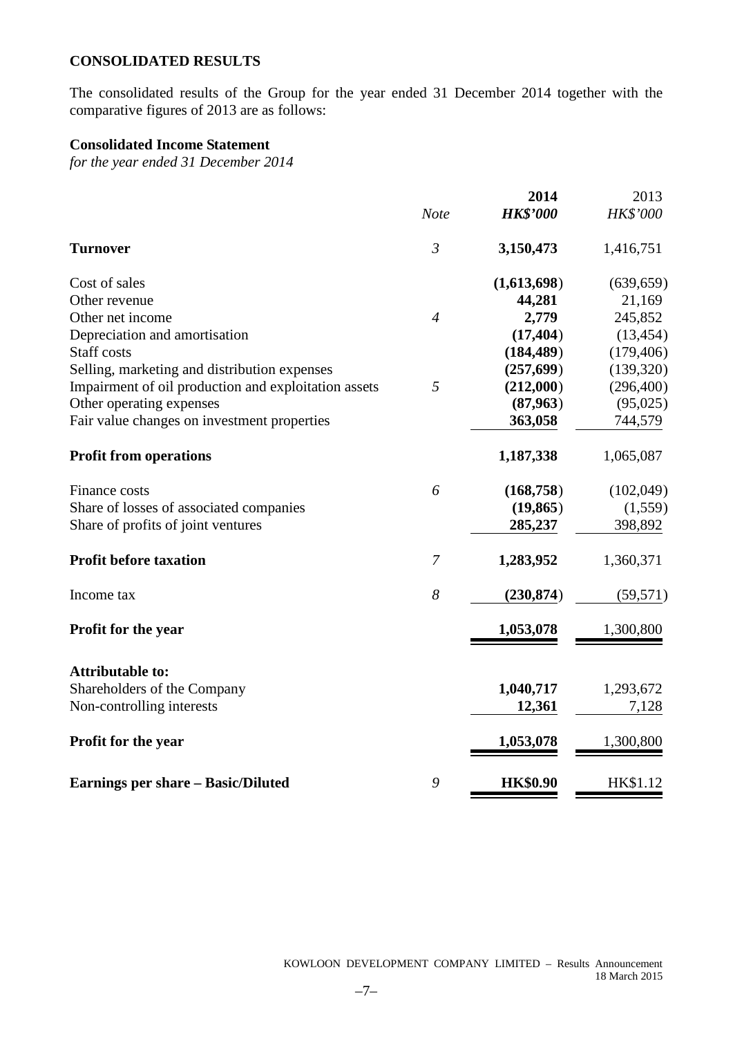## CONSOLIDATED RESULTS

The consolidated results of the Group for the year ended 31 December 2014 together with the comparative figures of 2013 are as follows:

### Consolidated Income Statement

*for the year ended 31 December 2014*

| | *Note* | **2014** *HK$'000* | 2013 *HK$'000* |
|---|---|---|---|
| **Turnover** | *3* | **3,150,473** | 1,416,751 |
| Cost of sales | | **(1,613,698)** | (639,659) |
| Other revenue | | **44,281** | 21,169 |
| Other net income | *4* | **2,779** | 245,852 |
| Depreciation and amortisation | | **(17,404)** | (13,454) |
| Staff costs | | **(184,489)** | (179,406) |
| Selling, marketing and distribution expenses | | **(257,699)** | (139,320) |
| Impairment of oil production and exploitation assets | *5* | **(212,000)** | (296,400) |
| Other operating expenses | | **(87,963)** | (95,025) |
| Fair value changes on investment properties | | **363,058** | 744,579 |
| **Profit from operations** | | **1,187,338** | 1,065,087 |
| Finance costs | *6* | **(168,758)** | (102,049) |
| Share of losses of associated companies | | **(19,865)** | (1,559) |
| Share of profits of joint ventures | | **285,237** | 398,892 |
| **Profit before taxation** | *7* | **1,283,952** | 1,360,371 |
| Income tax | *8* | **(230,874)** | (59,571) |
| **Profit for the year** | | **1,053,078** | 1,300,800 |
| **Attributable to:** | | | |
| Shareholders of the Company | | **1,040,717** | 1,293,672 |
| Non-controlling interests | | **12,361** | 7,128 |
| **Profit for the year** | | **1,053,078** | 1,300,800 |
| **Earnings per share – Basic/Diluted** | *9* | **HK$0.90** | HK$1.12 |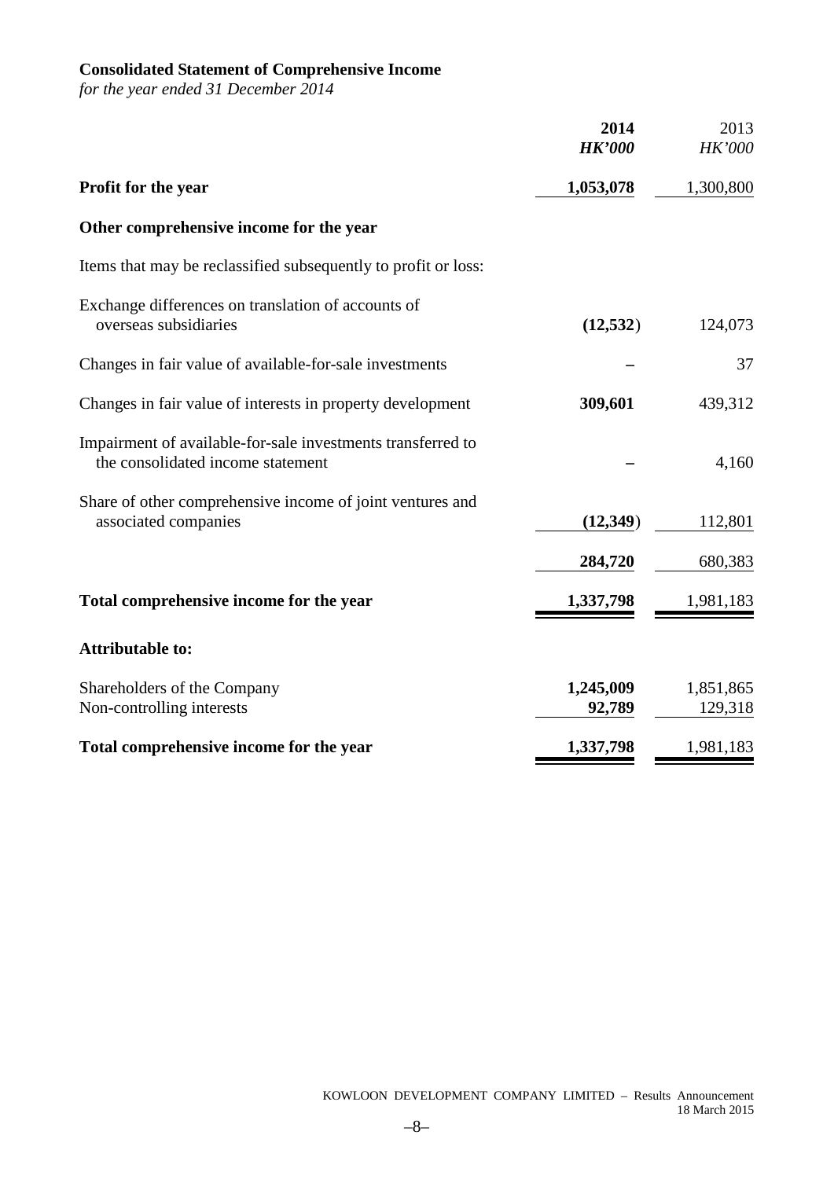## Consolidated Statement of Comprehensive Income

*for the year ended 31 December 2014*

| | **2014** | 2013 |
|---|---|---|
| | ***HK'000*** | *HK'000* |
| **Profit for the year** | **1,053,078** | 1,300,800 |
| **Other comprehensive income for the year** | | |
| Items that may be reclassified subsequently to profit or loss: | | |
| Exchange differences on translation of accounts of overseas subsidiaries | **(12,532)** | 124,073 |
| Changes in fair value of available-for-sale investments | **–** | 37 |
| Changes in fair value of interests in property development | **309,601** | 439,312 |
| Impairment of available-for-sale investments transferred to the consolidated income statement | **–** | 4,160 |
| Share of other comprehensive income of joint ventures and associated companies | **(12,349)** | 112,801 |
| | **284,720** | 680,383 |
| **Total comprehensive income for the year** | **1,337,798** | 1,981,183 |
| **Attributable to:** | | |
| Shareholders of the Company | **1,245,009** | 1,851,865 |
| Non-controlling interests | **92,789** | 129,318 |
| **Total comprehensive income for the year** | **1,337,798** | 1,981,183 |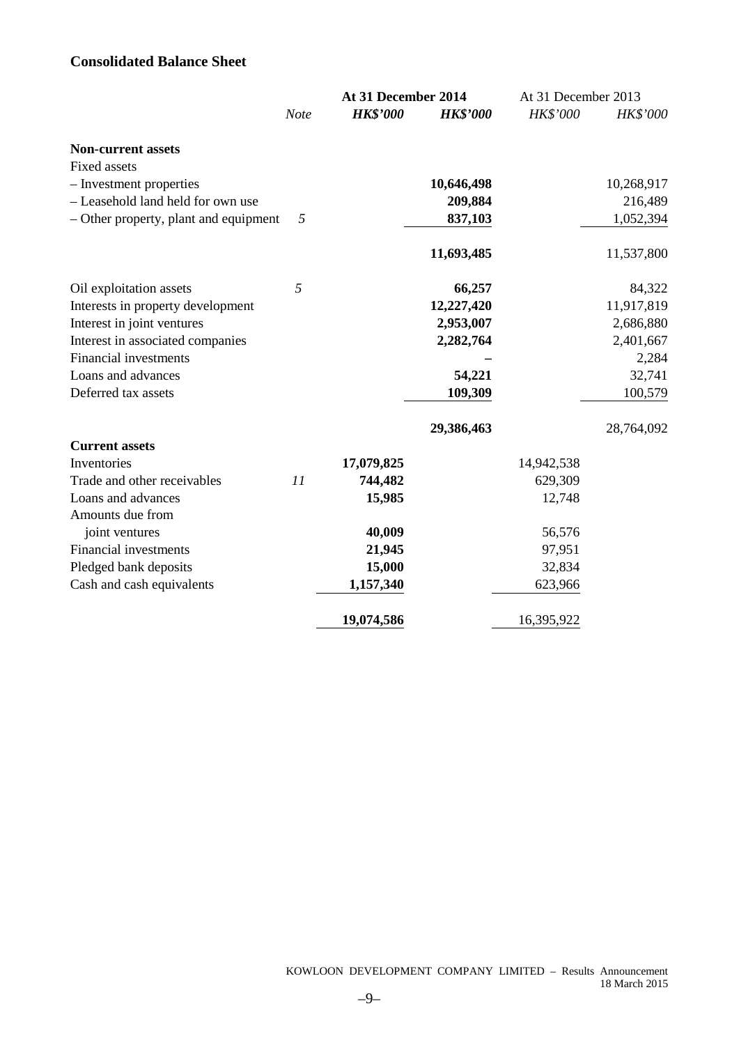## Consolidated Balance Sheet

| | | At 31 December 2014 | | At 31 December 2013 | |
|---|---|---|---|---|---|
| | *Note* | ***HK$'000*** | ***HK$'000*** | *HK$'000* | *HK$'000* |
| **Non-current assets** | | | | | |
| Fixed assets | | | | | |
| – Investment properties | | | **10,646,498** | | 10,268,917 |
| – Leasehold land held for own use | | | **209,884** | | 216,489 |
| – Other property, plant and equipment | *5* | | **837,103** | | 1,052,394 |
| | | | **11,693,485** | | 11,537,800 |
| Oil exploitation assets | *5* | | **66,257** | | 84,322 |
| Interests in property development | | | **12,227,420** | | 11,917,819 |
| Interest in joint ventures | | | **2,953,007** | | 2,686,880 |
| Interest in associated companies | | | **2,282,764** | | 2,401,667 |
| Financial investments | | | **–** | | 2,284 |
| Loans and advances | | | **54,221** | | 32,741 |
| Deferred tax assets | | | **109,309** | | 100,579 |
| | | | **29,386,463** | | 28,764,092 |
| **Current assets** | | | | | |
| Inventories | | **17,079,825** | | 14,942,538 | |
| Trade and other receivables | *11* | **744,482** | | 629,309 | |
| Loans and advances | | **15,985** | | 12,748 | |
| Amounts due from joint ventures | | **40,009** | | 56,576 | |
| Financial investments | | **21,945** | | 97,951 | |
| Pledged bank deposits | | **15,000** | | 32,834 | |
| Cash and cash equivalents | | **1,157,340** | | 623,966 | |
| | | **19,074,586** | | 16,395,922 | |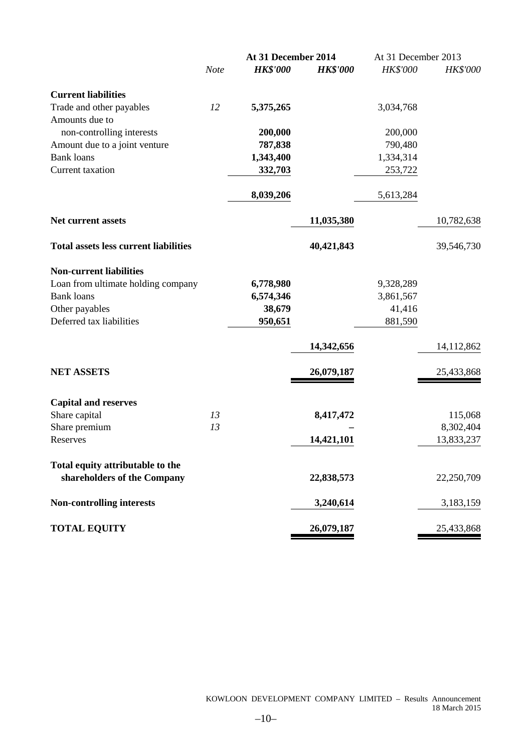| | Note | At 31 December 2014 | | At 31 December 2013 | |
|---|---|---|---|---|---|
| | | ***HK$'000*** | ***HK$'000*** | *HK$'000* | *HK$'000* |
| **Current liabilities** | | | | | |
| Trade and other payables | *12* | **5,375,265** | | 3,034,768 | |
| Amounts due to non-controlling interests | | **200,000** | | 200,000 | |
| Amount due to a joint venture | | **787,838** | | 790,480 | |
| Bank loans | | **1,343,400** | | 1,334,314 | |
| Current taxation | | **332,703** | | 253,722 | |
| | | **8,039,206** | | 5,613,284 | |
| **Net current assets** | | | **11,035,380** | | 10,782,638 |
| **Total assets less current liabilities** | | | **40,421,843** | | 39,546,730 |
| **Non-current liabilities** | | | | | |
| Loan from ultimate holding company | | **6,778,980** | | 9,328,289 | |
| Bank loans | | **6,574,346** | | 3,861,567 | |
| Other payables | | **38,679** | | 41,416 | |
| Deferred tax liabilities | | **950,651** | | 881,590 | |
| | | | **14,342,656** | | 14,112,862 |
| **NET ASSETS** | | | **26,079,187** | | 25,433,868 |
| **Capital and reserves** | | | | | |
| Share capital | *13* | | **8,417,472** | | 115,068 |
| Share premium | *13* | | **–** | | 8,302,404 |
| Reserves | | | **14,421,101** | | 13,833,237 |
| **Total equity attributable to the shareholders of the Company** | | | **22,838,573** | | 22,250,709 |
| **Non-controlling interests** | | | **3,240,614** | | 3,183,159 |
| **TOTAL EQUITY** | | | **26,079,187** | | 25,433,868 |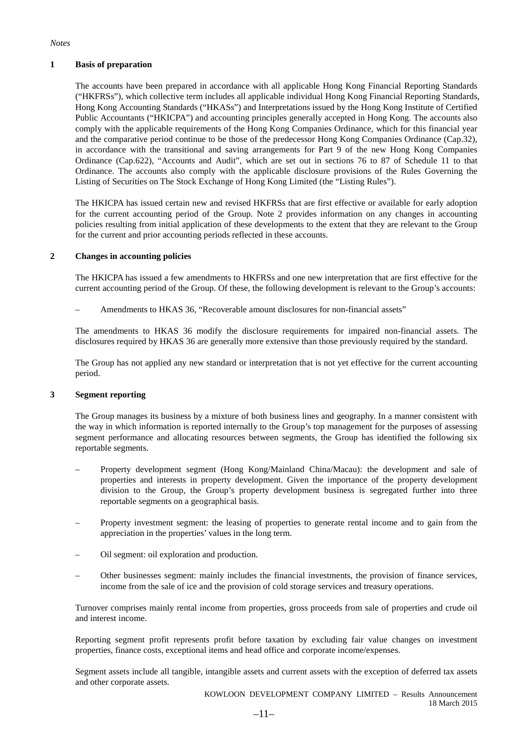*Notes*

## 1 Basis of preparation

The accounts have been prepared in accordance with all applicable Hong Kong Financial Reporting Standards ("HKFRSs"), which collective term includes all applicable individual Hong Kong Financial Reporting Standards, Hong Kong Accounting Standards ("HKASs") and Interpretations issued by the Hong Kong Institute of Certified Public Accountants ("HKICPA") and accounting principles generally accepted in Hong Kong. The accounts also comply with the applicable requirements of the Hong Kong Companies Ordinance, which for this financial year and the comparative period continue to be those of the predecessor Hong Kong Companies Ordinance (Cap.32), in accordance with the transitional and saving arrangements for Part 9 of the new Hong Kong Companies Ordinance (Cap.622), "Accounts and Audit", which are set out in sections 76 to 87 of Schedule 11 to that Ordinance. The accounts also comply with the applicable disclosure provisions of the Rules Governing the Listing of Securities on The Stock Exchange of Hong Kong Limited (the "Listing Rules").

The HKICPA has issued certain new and revised HKFRSs that are first effective or available for early adoption for the current accounting period of the Group. Note 2 provides information on any changes in accounting policies resulting from initial application of these developments to the extent that they are relevant to the Group for the current and prior accounting periods reflected in these accounts.

## 2 Changes in accounting policies

The HKICPA has issued a few amendments to HKFRSs and one new interpretation that are first effective for the current accounting period of the Group. Of these, the following development is relevant to the Group's accounts:

– Amendments to HKAS 36, "Recoverable amount disclosures for non-financial assets"

The amendments to HKAS 36 modify the disclosure requirements for impaired non-financial assets. The disclosures required by HKAS 36 are generally more extensive than those previously required by the standard.

The Group has not applied any new standard or interpretation that is not yet effective for the current accounting period.

## 3 Segment reporting

The Group manages its business by a mixture of both business lines and geography. In a manner consistent with the way in which information is reported internally to the Group's top management for the purposes of assessing segment performance and allocating resources between segments, the Group has identified the following six reportable segments.

– Property development segment (Hong Kong/Mainland China/Macau): the development and sale of properties and interests in property development. Given the importance of the property development division to the Group, the Group's property development business is segregated further into three reportable segments on a geographical basis.

– Property investment segment: the leasing of properties to generate rental income and to gain from the appreciation in the properties' values in the long term.

– Oil segment: oil exploration and production.

– Other businesses segment: mainly includes the financial investments, the provision of finance services, income from the sale of ice and the provision of cold storage services and treasury operations.

Turnover comprises mainly rental income from properties, gross proceeds from sale of properties and crude oil and interest income.

Reporting segment profit represents profit before taxation by excluding fair value changes on investment properties, finance costs, exceptional items and head office and corporate income/expenses.

Segment assets include all tangible, intangible assets and current assets with the exception of deferred tax assets and other corporate assets.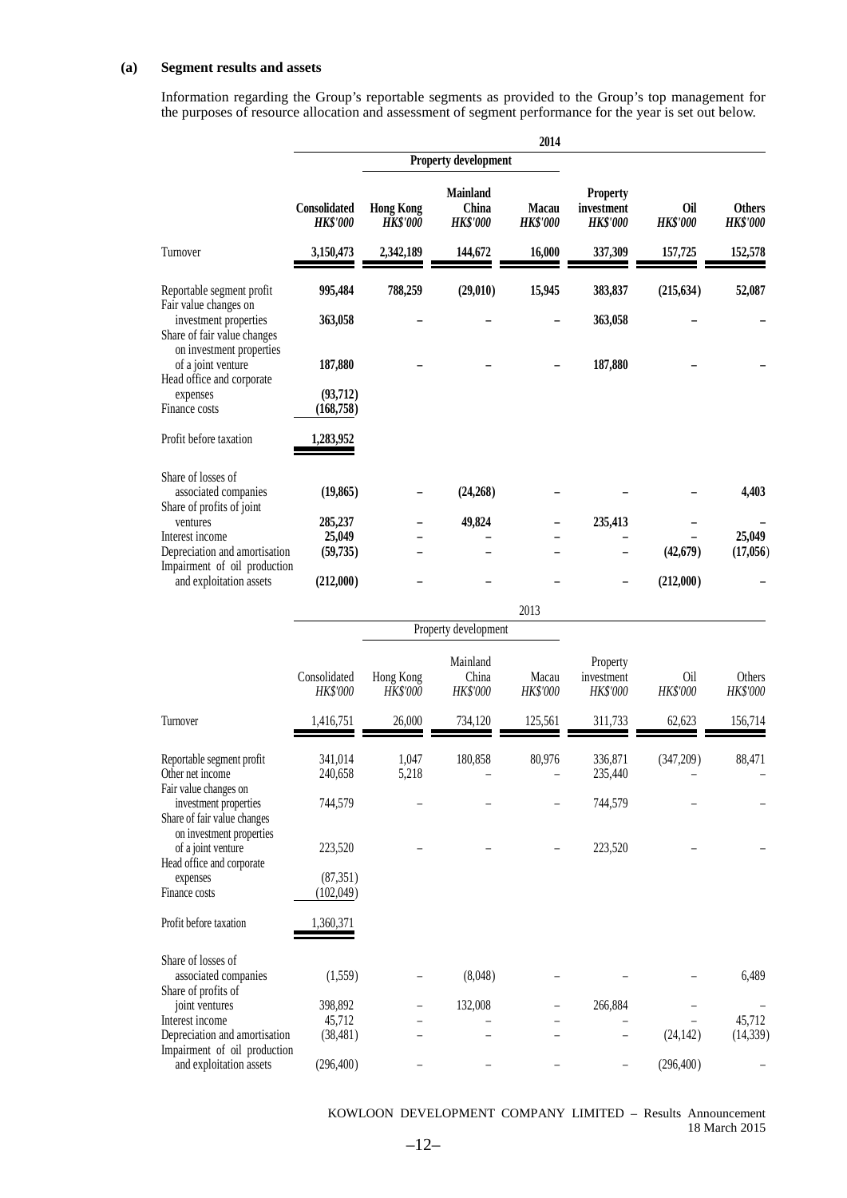**(a) Segment results and assets**

Information regarding the Group's reportable segments as provided to the Group's top management for the purposes of resource allocation and assessment of segment performance for the year is set out below.

| | **2014** | | | | | | |
|---|---|---|---|---|---|---|---|
| | | **Property development** | | | | | |
| | **Consolidated** *HK$'000* | **Hong Kong** *HK$'000* | **Mainland China** *HK$'000* | **Macau** *HK$'000* | **Property investment** *HK$'000* | **Oil** *HK$'000* | **Others** *HK$'000* |
| Turnover | **3,150,473** | **2,342,189** | **144,672** | **16,000** | **337,309** | **157,725** | **152,578** |
| Reportable segment profit | **995,484** | **788,259** | **(29,010)** | **15,945** | **383,837** | **(215,634)** | **52,087** |
| Fair value changes on investment properties | **363,058** | **–** | **–** | **–** | **363,058** | **–** | **–** |
| Share of fair value changes on investment properties of a joint venture | **187,880** | **–** | **–** | **–** | **187,880** | **–** | **–** |
| Head office and corporate expenses | **(93,712)** | | | | | | |
| Finance costs | **(168,758)** | | | | | | |
| Profit before taxation | **1,283,952** | | | | | | |
| Share of losses of associated companies | **(19,865)** | **–** | **(24,268)** | **–** | **–** | **–** | **4,403** |
| Share of profits of joint ventures | **285,237** | **–** | **49,824** | **–** | **235,413** | **–** | **–** |
| Interest income | **25,049** | **–** | **–** | **–** | **–** | **–** | **25,049** |
| Depreciation and amortisation | **(59,735)** | **–** | **–** | **–** | **–** | **(42,679)** | **(17,056)** |
| Impairment of oil production and exploitation assets | **(212,000)** | **–** | **–** | **–** | **–** | **(212,000)** | **–** |

| | 2013 | | | | | | |
|---|---|---|---|---|---|---|---|
| | | Property development | | | | | |
| | Consolidated *HK$'000* | Hong Kong *HK$'000* | Mainland China *HK$'000* | Macau *HK$'000* | Property investment *HK$'000* | Oil *HK$'000* | Others *HK$'000* |
| Turnover | 1,416,751 | 26,000 | 734,120 | 125,561 | 311,733 | 62,623 | 156,714 |
| Reportable segment profit | 341,014 | 1,047 | 180,858 | 80,976 | 336,871 | (347,209) | 88,471 |
| Other net income | 240,658 | 5,218 | – | – | 235,440 | – | – |
| Fair value changes on investment properties | 744,579 | – | – | – | 744,579 | – | – |
| Share of fair value changes on investment properties of a joint venture | 223,520 | – | – | – | 223,520 | – | – |
| Head office and corporate expenses | (87,351) | | | | | | |
| Finance costs | (102,049) | | | | | | |
| Profit before taxation | 1,360,371 | | | | | | |
| Share of losses of associated companies | (1,559) | – | (8,048) | – | – | – | 6,489 |
| Share of profits of joint ventures | 398,892 | – | 132,008 | – | 266,884 | – | – |
| Interest income | 45,712 | – | – | – | – | – | 45,712 |
| Depreciation and amortisation | (38,481) | – | – | – | – | (24,142) | (14,339) |
| Impairment of oil production and exploitation assets | (296,400) | – | – | – | – | (296,400) | – |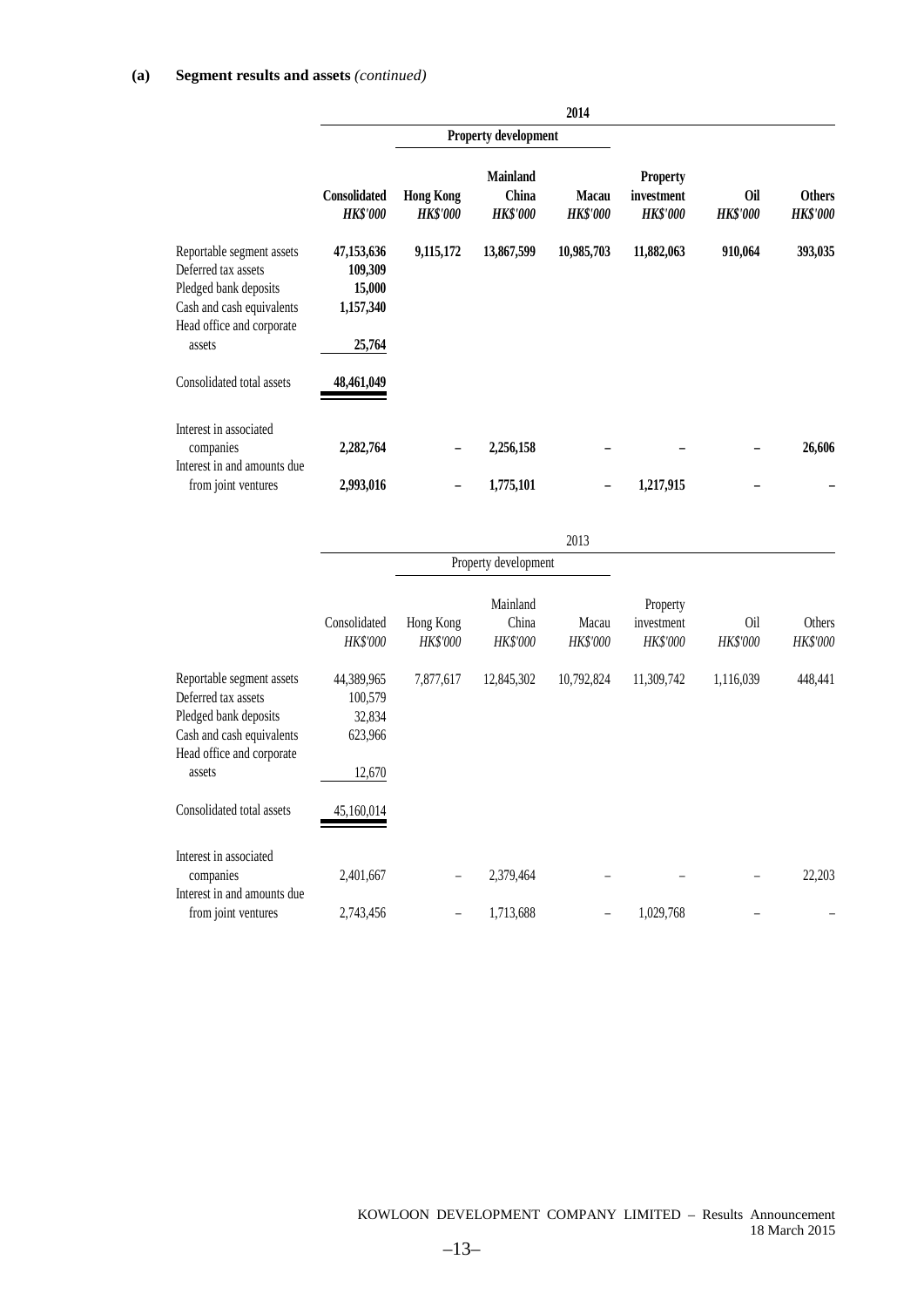**(a) Segment results and assets** *(continued)*

| | 2014 | | | | | | |
|---|---|---|---|---|---|---|---|
| | | Property development | | | | | |
| | Consolidated | Hong Kong | Mainland China | Macau | Property investment | Oil | Others |
| | *HK$'000* | *HK$'000* | *HK$'000* | *HK$'000* | *HK$'000* | *HK$'000* | *HK$'000* |
| Reportable segment assets | **47,153,636** | **9,115,172** | **13,867,599** | **10,985,703** | **11,882,063** | **910,064** | **393,035** |
| Deferred tax assets | **109,309** | | | | | | |
| Pledged bank deposits | **15,000** | | | | | | |
| Cash and cash equivalents | **1,157,340** | | | | | | |
| Head office and corporate assets | **25,764** | | | | | | |
| Consolidated total assets | **48,461,049** | | | | | | |
| Interest in associated companies | **2,282,764** | **–** | **2,256,158** | **–** | **–** | **–** | **26,606** |
| Interest in and amounts due from joint ventures | **2,993,016** | **–** | **1,775,101** | **–** | **1,217,915** | **–** | **–** |

| | 2013 | | | | | | |
|---|---|---|---|---|---|---|---|
| | | Property development | | | | | |
| | Consolidated | Hong Kong | Mainland China | Macau | Property investment | Oil | Others |
| | *HK$'000* | *HK$'000* | *HK$'000* | *HK$'000* | *HK$'000* | *HK$'000* | *HK$'000* |
| Reportable segment assets | 44,389,965 | 7,877,617 | 12,845,302 | 10,792,824 | 11,309,742 | 1,116,039 | 448,441 |
| Deferred tax assets | 100,579 | | | | | | |
| Pledged bank deposits | 32,834 | | | | | | |
| Cash and cash equivalents | 623,966 | | | | | | |
| Head office and corporate assets | 12,670 | | | | | | |
| Consolidated total assets | 45,160,014 | | | | | | |
| Interest in associated companies | 2,401,667 | – | 2,379,464 | – | – | – | 22,203 |
| Interest in and amounts due from joint ventures | 2,743,456 | – | 1,713,688 | – | 1,029,768 | – | – |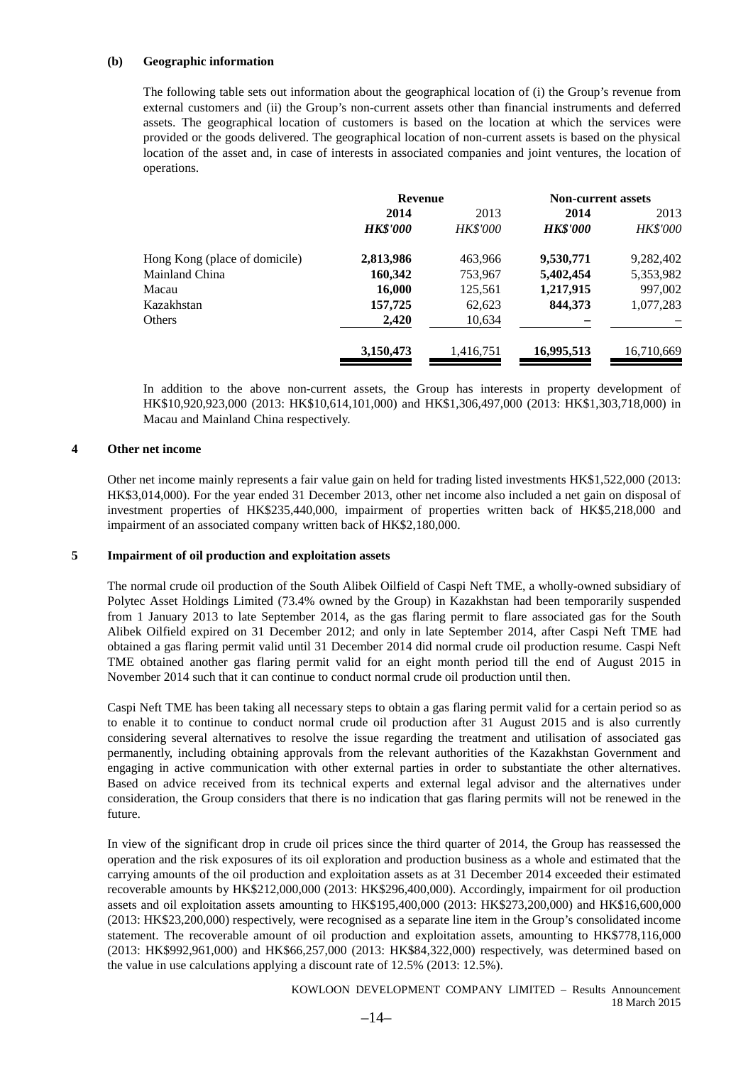**(b) Geographic information**

The following table sets out information about the geographical location of (i) the Group's revenue from external customers and (ii) the Group's non-current assets other than financial instruments and deferred assets. The geographical location of customers is based on the location at which the services were provided or the goods delivered. The geographical location of non-current assets is based on the physical location of the asset and, in case of interests in associated companies and joint ventures, the location of operations.

| | Revenue | | Non-current assets | |
|---|---|---|---|---|
| | **2014** | 2013 | **2014** | 2013 |
| | ***HK$'000*** | *HK$'000* | ***HK$'000*** | *HK$'000* |
| Hong Kong (place of domicile) | **2,813,986** | 463,966 | **9,530,771** | 9,282,402 |
| Mainland China | **160,342** | 753,967 | **5,402,454** | 5,353,982 |
| Macau | **16,000** | 125,561 | **1,217,915** | 997,002 |
| Kazakhstan | **157,725** | 62,623 | **844,373** | 1,077,283 |
| Others | **2,420** | 10,634 | **–** | – |
| | **3,150,473** | 1,416,751 | **16,995,513** | 16,710,669 |

In addition to the above non-current assets, the Group has interests in property development of HK$10,920,923,000 (2013: HK$10,614,101,000) and HK$1,306,497,000 (2013: HK$1,303,718,000) in Macau and Mainland China respectively.

## 4 Other net income

Other net income mainly represents a fair value gain on held for trading listed investments HK$1,522,000 (2013: HK$3,014,000). For the year ended 31 December 2013, other net income also included a net gain on disposal of investment properties of HK$235,440,000, impairment of properties written back of HK$5,218,000 and impairment of an associated company written back of HK$2,180,000.

## 5 Impairment of oil production and exploitation assets

The normal crude oil production of the South Alibek Oilfield of Caspi Neft TME, a wholly-owned subsidiary of Polytec Asset Holdings Limited (73.4% owned by the Group) in Kazakhstan had been temporarily suspended from 1 January 2013 to late September 2014, as the gas flaring permit to flare associated gas for the South Alibek Oilfield expired on 31 December 2012; and only in late September 2014, after Caspi Neft TME had obtained a gas flaring permit valid until 31 December 2014 did normal crude oil production resume. Caspi Neft TME obtained another gas flaring permit valid for an eight month period till the end of August 2015 in November 2014 such that it can continue to conduct normal crude oil production until then.

Caspi Neft TME has been taking all necessary steps to obtain a gas flaring permit valid for a certain period so as to enable it to continue to conduct normal crude oil production after 31 August 2015 and is also currently considering several alternatives to resolve the issue regarding the treatment and utilisation of associated gas permanently, including obtaining approvals from the relevant authorities of the Kazakhstan Government and engaging in active communication with other external parties in order to substantiate the other alternatives. Based on advice received from its technical experts and external legal advisor and the alternatives under consideration, the Group considers that there is no indication that gas flaring permits will not be renewed in the future.

In view of the significant drop in crude oil prices since the third quarter of 2014, the Group has reassessed the operation and the risk exposures of its oil exploration and production business as a whole and estimated that the carrying amounts of the oil production and exploitation assets as at 31 December 2014 exceeded their estimated recoverable amounts by HK$212,000,000 (2013: HK$296,400,000). Accordingly, impairment for oil production assets and oil exploitation assets amounting to HK$195,400,000 (2013: HK$273,200,000) and HK$16,600,000 (2013: HK$23,200,000) respectively, were recognised as a separate line item in the Group's consolidated income statement. The recoverable amount of oil production and exploitation assets, amounting to HK$778,116,000 (2013: HK$992,961,000) and HK$66,257,000 (2013: HK$84,322,000) respectively, was determined based on the value in use calculations applying a discount rate of 12.5% (2013: 12.5%).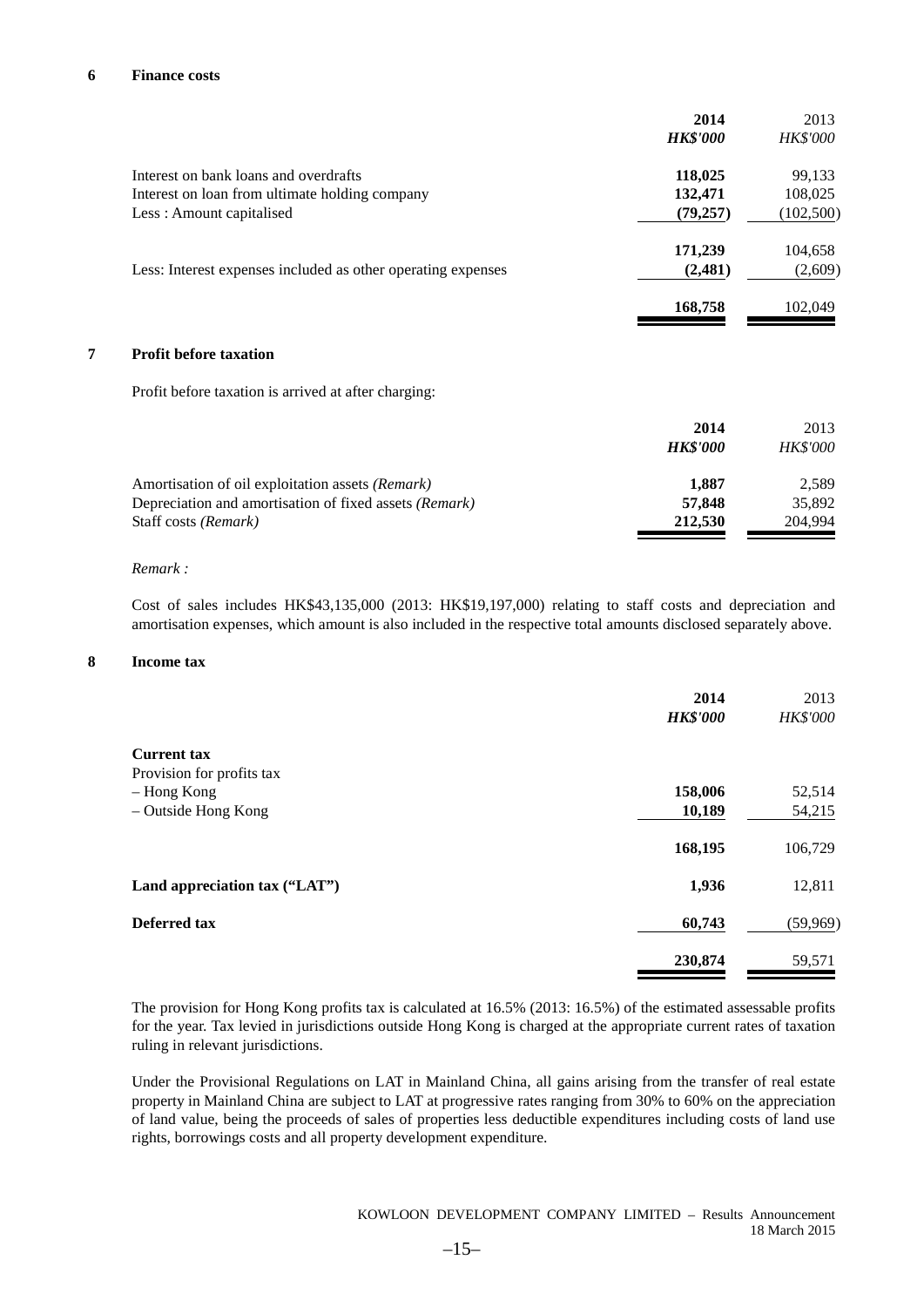## 6 Finance costs

| | **2014** | 2013 |
|---|---|---|
| | ***HK$'000*** | *HK$'000* |
| Interest on bank loans and overdrafts | **118,025** | 99,133 |
| Interest on loan from ultimate holding company | **132,471** | 108,025 |
| Less : Amount capitalised | **(79,257)** | (102,500) |
| | **171,239** | 104,658 |
| Less: Interest expenses included as other operating expenses | **(2,481)** | (2,609) |
| | **168,758** | 102,049 |

## 7 Profit before taxation

Profit before taxation is arrived at after charging:

| | **2014** | 2013 |
|---|---|---|
| | ***HK$'000*** | *HK$'000* |
| Amortisation of oil exploitation assets *(Remark)* | **1,887** | 2,589 |
| Depreciation and amortisation of fixed assets *(Remark)* | **57,848** | 35,892 |
| Staff costs *(Remark)* | **212,530** | 204,994 |

*Remark :*

Cost of sales includes HK$43,135,000 (2013: HK$19,197,000) relating to staff costs and depreciation and amortisation expenses, which amount is also included in the respective total amounts disclosed separately above.

## 8 Income tax

| | **2014** | 2013 |
|---|---|---|
| | ***HK$'000*** | *HK$'000* |
| **Current tax** | | |
| Provision for profits tax | | |
| – Hong Kong | **158,006** | 52,514 |
| – Outside Hong Kong | **10,189** | 54,215 |
| | **168,195** | 106,729 |
| **Land appreciation tax ("LAT")** | **1,936** | 12,811 |
| **Deferred tax** | **60,743** | (59,969) |
| | **230,874** | 59,571 |

The provision for Hong Kong profits tax is calculated at 16.5% (2013: 16.5%) of the estimated assessable profits for the year. Tax levied in jurisdictions outside Hong Kong is charged at the appropriate current rates of taxation ruling in relevant jurisdictions.

Under the Provisional Regulations on LAT in Mainland China, all gains arising from the transfer of real estate property in Mainland China are subject to LAT at progressive rates ranging from 30% to 60% on the appreciation of land value, being the proceeds of sales of properties less deductible expenditures including costs of land use rights, borrowings costs and all property development expenditure.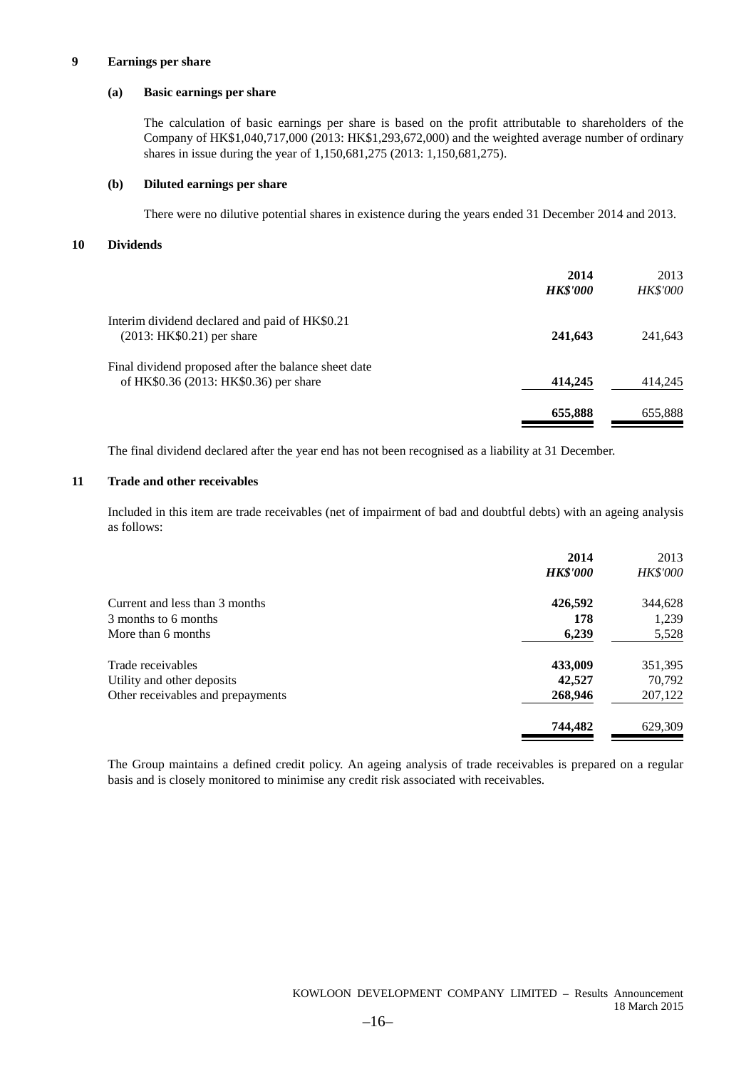## 9 Earnings per share

### (a) Basic earnings per share

The calculation of basic earnings per share is based on the profit attributable to shareholders of the Company of HK$1,040,717,000 (2013: HK$1,293,672,000) and the weighted average number of ordinary shares in issue during the year of 1,150,681,275 (2013: 1,150,681,275).

### (b) Diluted earnings per share

There were no dilutive potential shares in existence during the years ended 31 December 2014 and 2013.

## 10 Dividends

| | **2014** | 2013 |
|---|---|---|
| | ***HK$'000*** | *HK$'000* |
| Interim dividend declared and paid of HK$0.21 (2013: HK$0.21) per share | **241,643** | 241,643 |
| Final dividend proposed after the balance sheet date of HK$0.36 (2013: HK$0.36) per share | **414,245** | 414,245 |
| | **655,888** | 655,888 |

The final dividend declared after the year end has not been recognised as a liability at 31 December.

## 11 Trade and other receivables

Included in this item are trade receivables (net of impairment of bad and doubtful debts) with an ageing analysis as follows:

| | **2014** | 2013 |
|---|---|---|
| | ***HK$'000*** | *HK$'000* |
| Current and less than 3 months | **426,592** | 344,628 |
| 3 months to 6 months | **178** | 1,239 |
| More than 6 months | **6,239** | 5,528 |
| Trade receivables | **433,009** | 351,395 |
| Utility and other deposits | **42,527** | 70,792 |
| Other receivables and prepayments | **268,946** | 207,122 |
| | **744,482** | 629,309 |

The Group maintains a defined credit policy. An ageing analysis of trade receivables is prepared on a regular basis and is closely monitored to minimise any credit risk associated with receivables.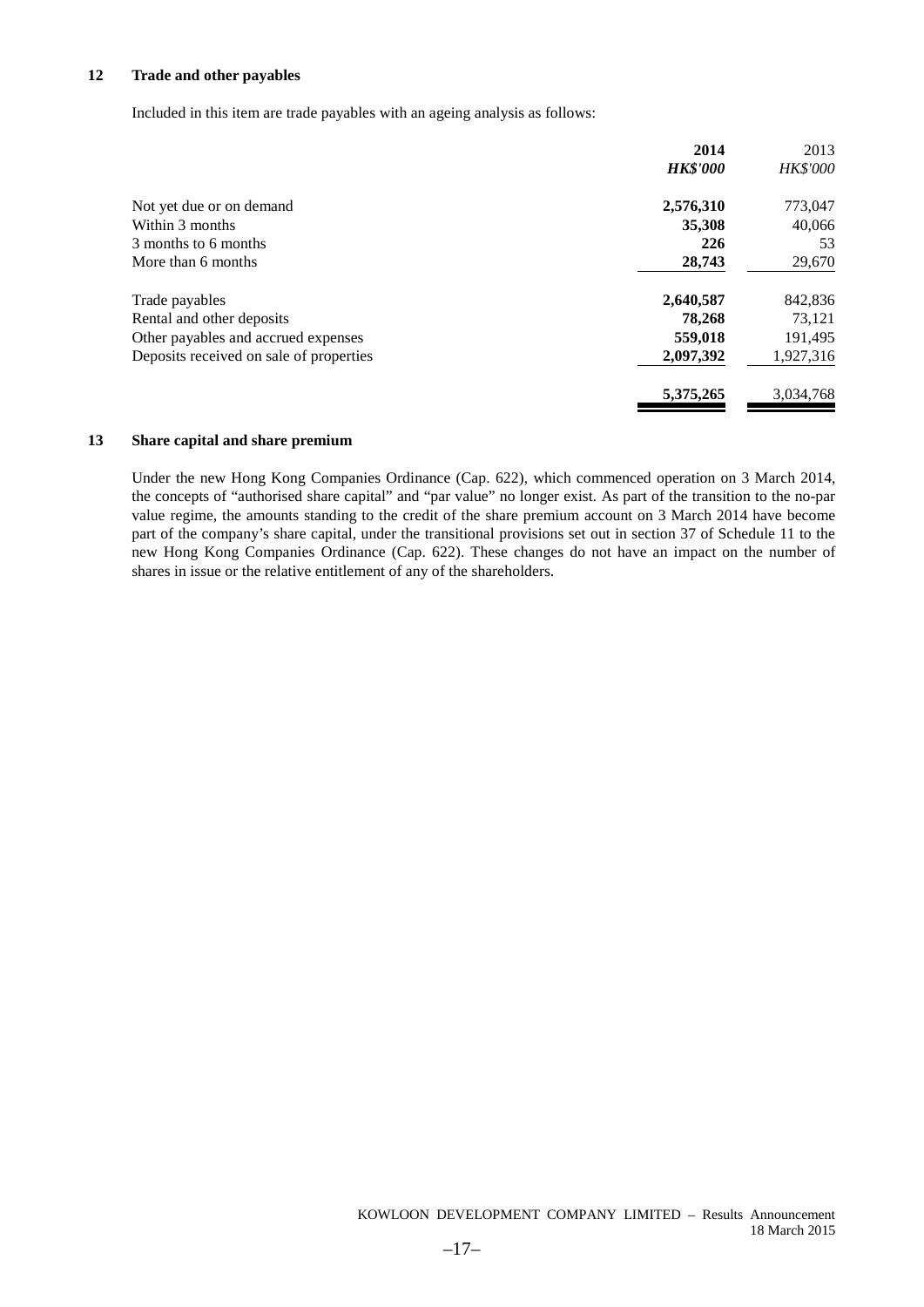## 12 Trade and other payables

Included in this item are trade payables with an ageing analysis as follows:

| | **2014** | 2013 |
|---|---|---|
| | ***HK$'000*** | *HK$'000* |
| Not yet due or on demand | **2,576,310** | 773,047 |
| Within 3 months | **35,308** | 40,066 |
| 3 months to 6 months | **226** | 53 |
| More than 6 months | **28,743** | 29,670 |
| Trade payables | **2,640,587** | 842,836 |
| Rental and other deposits | **78,268** | 73,121 |
| Other payables and accrued expenses | **559,018** | 191,495 |
| Deposits received on sale of properties | **2,097,392** | 1,927,316 |
| | **5,375,265** | 3,034,768 |

## 13 Share capital and share premium

Under the new Hong Kong Companies Ordinance (Cap. 622), which commenced operation on 3 March 2014, the concepts of "authorised share capital" and "par value" no longer exist. As part of the transition to the no-par value regime, the amounts standing to the credit of the share premium account on 3 March 2014 have become part of the company's share capital, under the transitional provisions set out in section 37 of Schedule 11 to the new Hong Kong Companies Ordinance (Cap. 622). These changes do not have an impact on the number of shares in issue or the relative entitlement of any of the shareholders.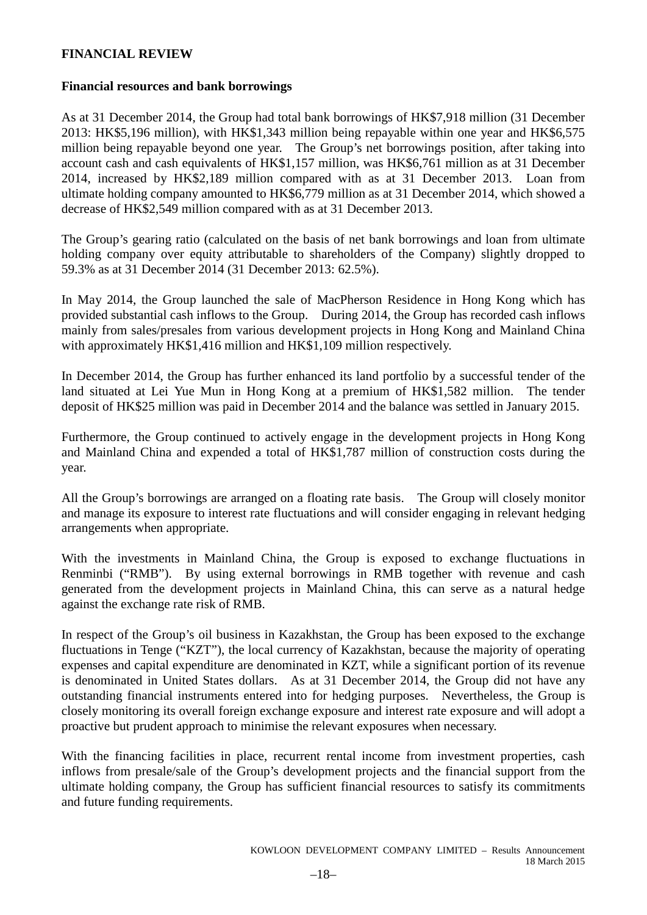## FINANCIAL REVIEW

### Financial resources and bank borrowings

As at 31 December 2014, the Group had total bank borrowings of HK$7,918 million (31 December 2013: HK$5,196 million), with HK$1,343 million being repayable within one year and HK$6,575 million being repayable beyond one year. The Group's net borrowings position, after taking into account cash and cash equivalents of HK$1,157 million, was HK$6,761 million as at 31 December 2014, increased by HK$2,189 million compared with as at 31 December 2013. Loan from ultimate holding company amounted to HK$6,779 million as at 31 December 2014, which showed a decrease of HK$2,549 million compared with as at 31 December 2013.

The Group's gearing ratio (calculated on the basis of net bank borrowings and loan from ultimate holding company over equity attributable to shareholders of the Company) slightly dropped to 59.3% as at 31 December 2014 (31 December 2013: 62.5%).

In May 2014, the Group launched the sale of MacPherson Residence in Hong Kong which has provided substantial cash inflows to the Group. During 2014, the Group has recorded cash inflows mainly from sales/presales from various development projects in Hong Kong and Mainland China with approximately HK$1,416 million and HK$1,109 million respectively.

In December 2014, the Group has further enhanced its land portfolio by a successful tender of the land situated at Lei Yue Mun in Hong Kong at a premium of HK$1,582 million. The tender deposit of HK$25 million was paid in December 2014 and the balance was settled in January 2015.

Furthermore, the Group continued to actively engage in the development projects in Hong Kong and Mainland China and expended a total of HK$1,787 million of construction costs during the year.

All the Group's borrowings are arranged on a floating rate basis. The Group will closely monitor and manage its exposure to interest rate fluctuations and will consider engaging in relevant hedging arrangements when appropriate.

With the investments in Mainland China, the Group is exposed to exchange fluctuations in Renminbi ("RMB"). By using external borrowings in RMB together with revenue and cash generated from the development projects in Mainland China, this can serve as a natural hedge against the exchange rate risk of RMB.

In respect of the Group's oil business in Kazakhstan, the Group has been exposed to the exchange fluctuations in Tenge ("KZT"), the local currency of Kazakhstan, because the majority of operating expenses and capital expenditure are denominated in KZT, while a significant portion of its revenue is denominated in United States dollars. As at 31 December 2014, the Group did not have any outstanding financial instruments entered into for hedging purposes. Nevertheless, the Group is closely monitoring its overall foreign exchange exposure and interest rate exposure and will adopt a proactive but prudent approach to minimise the relevant exposures when necessary.

With the financing facilities in place, recurrent rental income from investment properties, cash inflows from presale/sale of the Group's development projects and the financial support from the ultimate holding company, the Group has sufficient financial resources to satisfy its commitments and future funding requirements.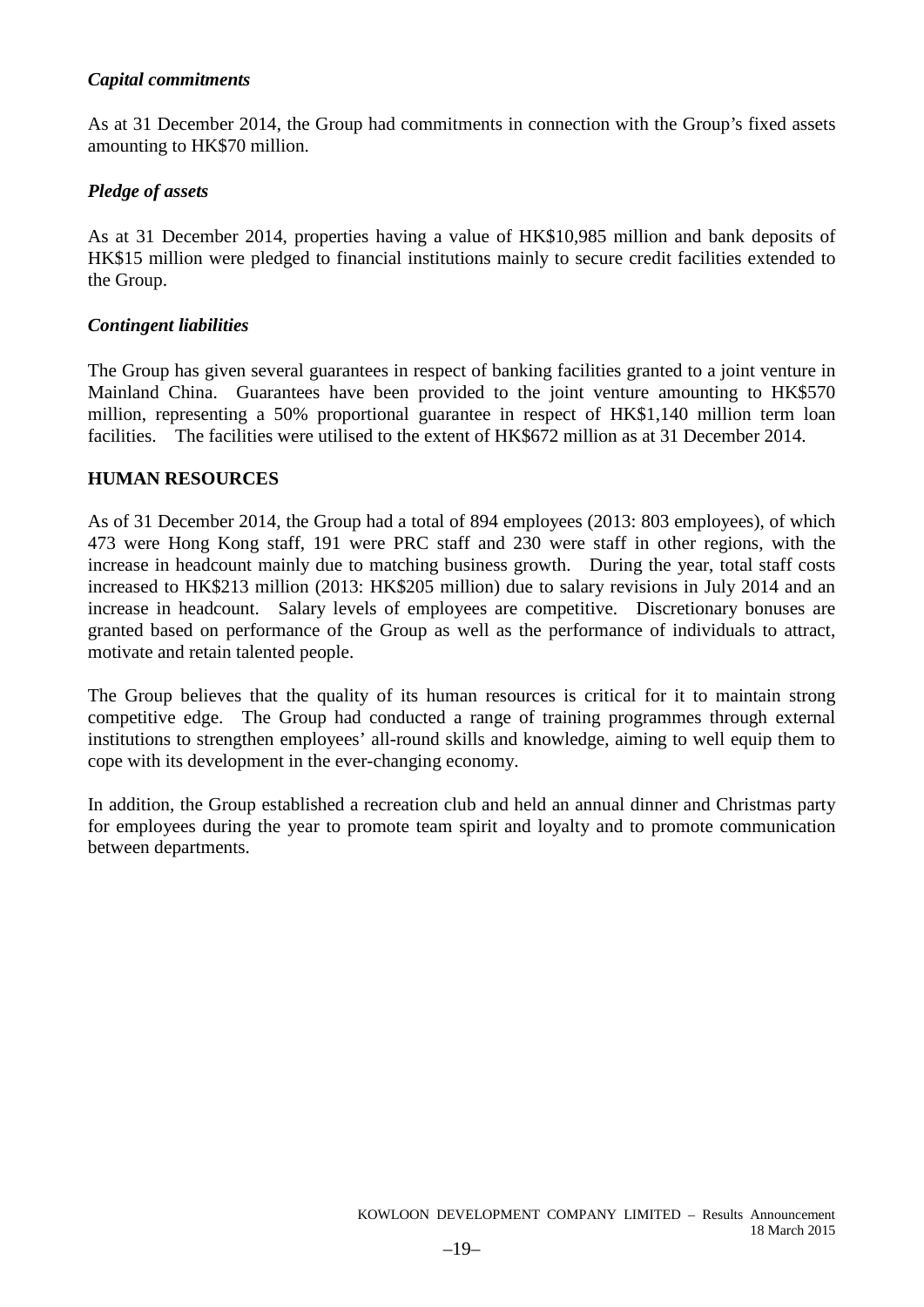### *Capital commitments*

As at 31 December 2014, the Group had commitments in connection with the Group's fixed assets amounting to HK$70 million.

### *Pledge of assets*

As at 31 December 2014, properties having a value of HK$10,985 million and bank deposits of HK$15 million were pledged to financial institutions mainly to secure credit facilities extended to the Group.

### *Contingent liabilities*

The Group has given several guarantees in respect of banking facilities granted to a joint venture in Mainland China. Guarantees have been provided to the joint venture amounting to HK$570 million, representing a 50% proportional guarantee in respect of HK$1,140 million term loan facilities. The facilities were utilised to the extent of HK$672 million as at 31 December 2014.

## HUMAN RESOURCES

As of 31 December 2014, the Group had a total of 894 employees (2013: 803 employees), of which 473 were Hong Kong staff, 191 were PRC staff and 230 were staff in other regions, with the increase in headcount mainly due to matching business growth. During the year, total staff costs increased to HK$213 million (2013: HK$205 million) due to salary revisions in July 2014 and an increase in headcount. Salary levels of employees are competitive. Discretionary bonuses are granted based on performance of the Group as well as the performance of individuals to attract, motivate and retain talented people.

The Group believes that the quality of its human resources is critical for it to maintain strong competitive edge. The Group had conducted a range of training programmes through external institutions to strengthen employees' all-round skills and knowledge, aiming to well equip them to cope with its development in the ever-changing economy.

In addition, the Group established a recreation club and held an annual dinner and Christmas party for employees during the year to promote team spirit and loyalty and to promote communication between departments.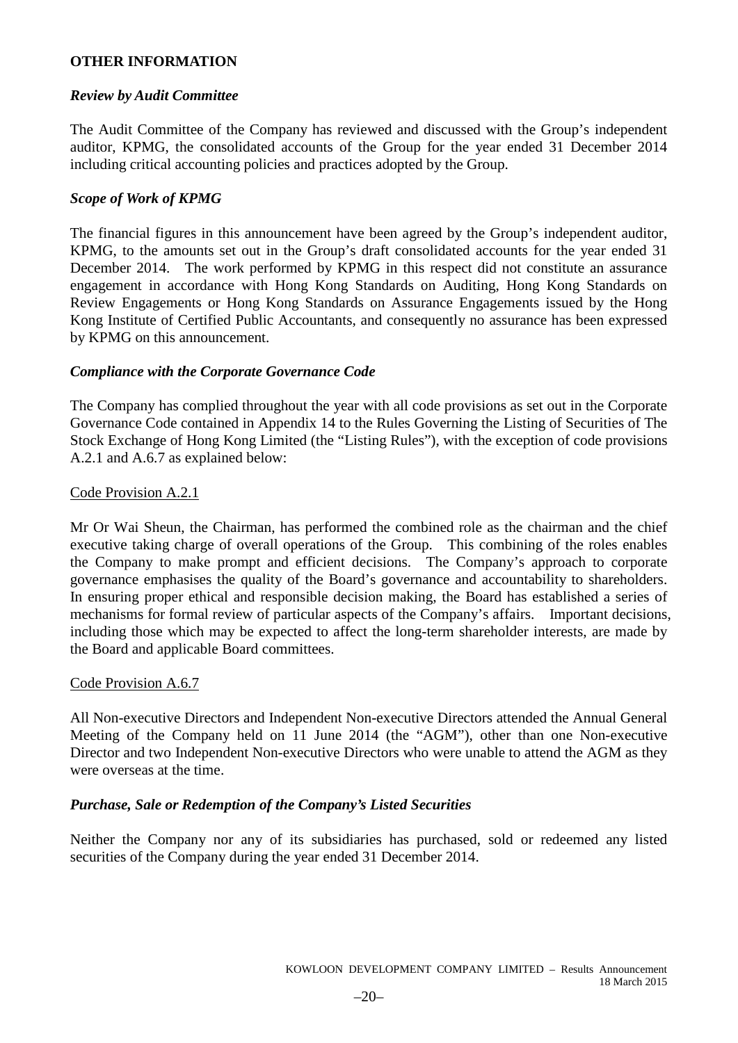## OTHER INFORMATION

### *Review by Audit Committee*

The Audit Committee of the Company has reviewed and discussed with the Group's independent auditor, KPMG, the consolidated accounts of the Group for the year ended 31 December 2014 including critical accounting policies and practices adopted by the Group.

### *Scope of Work of KPMG*

The financial figures in this announcement have been agreed by the Group's independent auditor, KPMG, to the amounts set out in the Group's draft consolidated accounts for the year ended 31 December 2014. The work performed by KPMG in this respect did not constitute an assurance engagement in accordance with Hong Kong Standards on Auditing, Hong Kong Standards on Review Engagements or Hong Kong Standards on Assurance Engagements issued by the Hong Kong Institute of Certified Public Accountants, and consequently no assurance has been expressed by KPMG on this announcement.

### *Compliance with the Corporate Governance Code*

The Company has complied throughout the year with all code provisions as set out in the Corporate Governance Code contained in Appendix 14 to the Rules Governing the Listing of Securities of The Stock Exchange of Hong Kong Limited (the "Listing Rules"), with the exception of code provisions A.2.1 and A.6.7 as explained below:

Code Provision A.2.1

Mr Or Wai Sheun, the Chairman, has performed the combined role as the chairman and the chief executive taking charge of overall operations of the Group. This combining of the roles enables the Company to make prompt and efficient decisions. The Company's approach to corporate governance emphasises the quality of the Board's governance and accountability to shareholders. In ensuring proper ethical and responsible decision making, the Board has established a series of mechanisms for formal review of particular aspects of the Company's affairs. Important decisions, including those which may be expected to affect the long-term shareholder interests, are made by the Board and applicable Board committees.

Code Provision A.6.7

All Non-executive Directors and Independent Non-executive Directors attended the Annual General Meeting of the Company held on 11 June 2014 (the "AGM"), other than one Non-executive Director and two Independent Non-executive Directors who were unable to attend the AGM as they were overseas at the time.

### *Purchase, Sale or Redemption of the Company's Listed Securities*

Neither the Company nor any of its subsidiaries has purchased, sold or redeemed any listed securities of the Company during the year ended 31 December 2014.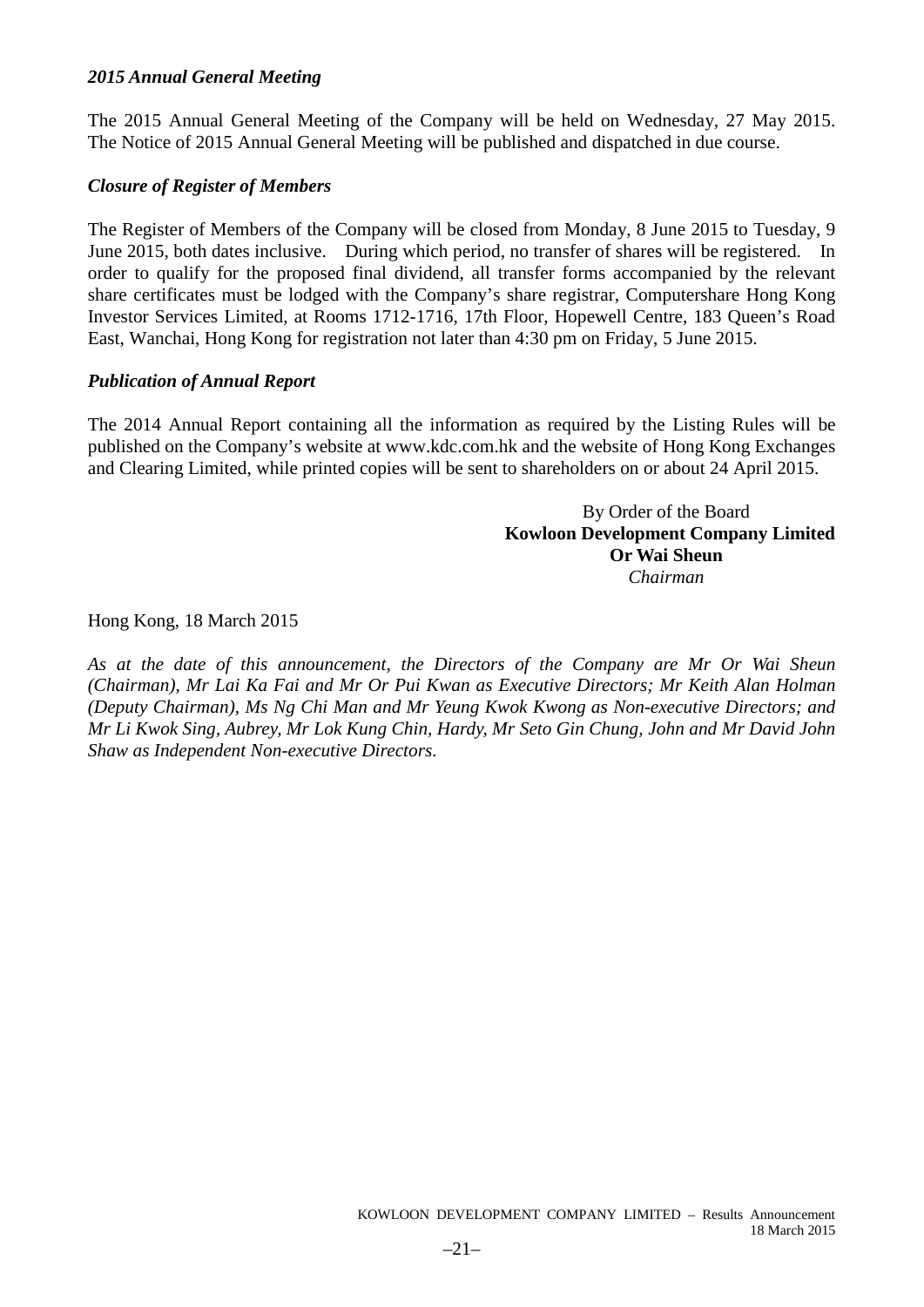### *2015 Annual General Meeting*

The 2015 Annual General Meeting of the Company will be held on Wednesday, 27 May 2015. The Notice of 2015 Annual General Meeting will be published and dispatched in due course.

### *Closure of Register of Members*

The Register of Members of the Company will be closed from Monday, 8 June 2015 to Tuesday, 9 June 2015, both dates inclusive. During which period, no transfer of shares will be registered. In order to qualify for the proposed final dividend, all transfer forms accompanied by the relevant share certificates must be lodged with the Company's share registrar, Computershare Hong Kong Investor Services Limited, at Rooms 1712-1716, 17th Floor, Hopewell Centre, 183 Queen's Road East, Wanchai, Hong Kong for registration not later than 4:30 pm on Friday, 5 June 2015.

### *Publication of Annual Report*

The 2014 Annual Report containing all the information as required by the Listing Rules will be published on the Company's website at www.kdc.com.hk and the website of Hong Kong Exchanges and Clearing Limited, while printed copies will be sent to shareholders on or about 24 April 2015.

By Order of the Board
**Kowloon Development Company Limited**
**Or Wai Sheun**
*Chairman*

Hong Kong, 18 March 2015

*As at the date of this announcement, the Directors of the Company are Mr Or Wai Sheun (Chairman), Mr Lai Ka Fai and Mr Or Pui Kwan as Executive Directors; Mr Keith Alan Holman (Deputy Chairman), Ms Ng Chi Man and Mr Yeung Kwok Kwong as Non-executive Directors; and Mr Li Kwok Sing, Aubrey, Mr Lok Kung Chin, Hardy, Mr Seto Gin Chung, John and Mr David John Shaw as Independent Non-executive Directors.*